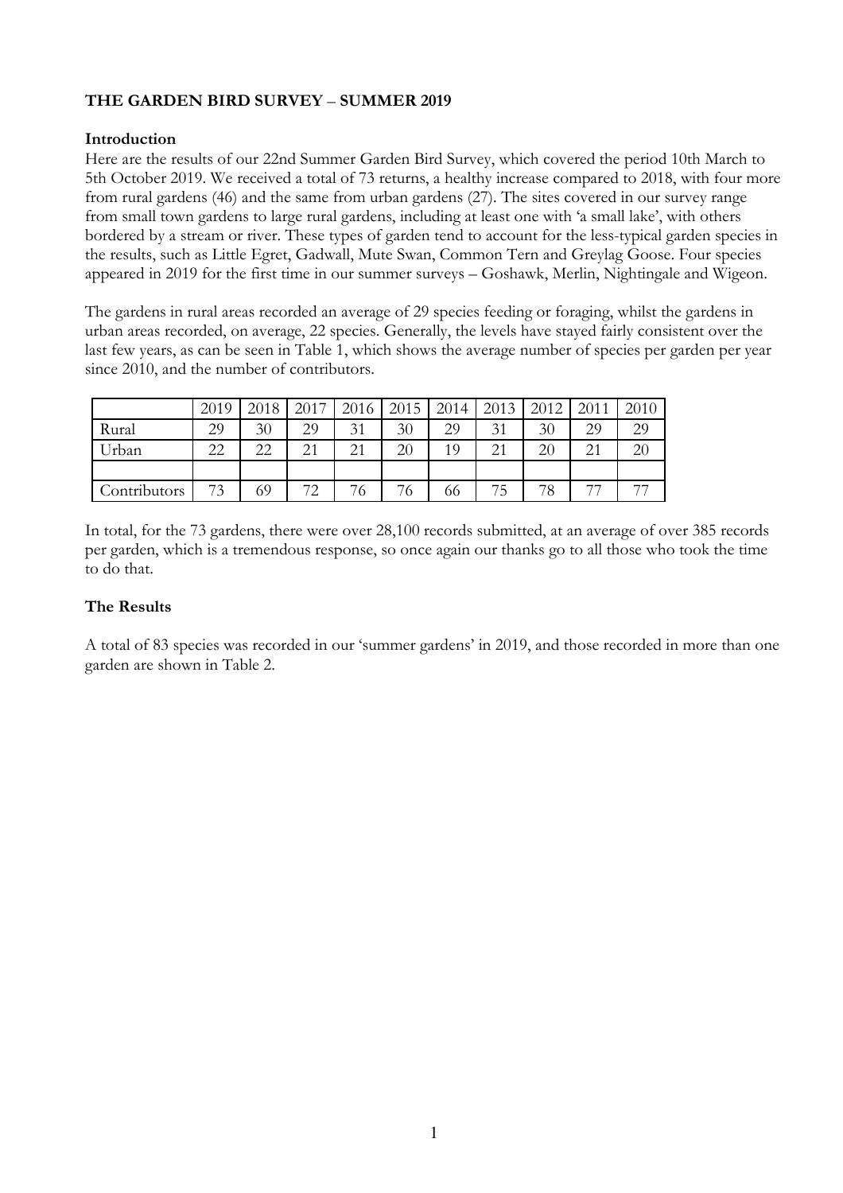**THE GARDEN BIRD SURVEY – SUMMER 2019**

**Introduction**

Here are the results of our 22nd Summer Garden Bird Survey, which covered the period 10th March to 5th October 2019. We received a total of 73 returns, a healthy increase compared to 2018, with four more from rural gardens (46) and the same from urban gardens (27). The sites covered in our survey range from small town gardens to large rural gardens, including at least one with 'a small lake', with others bordered by a stream or river. These types of garden tend to account for the less-typical garden species in the results, such as Little Egret, Gadwall, Mute Swan, Common Tern and Greylag Goose. Four species appeared in 2019 for the first time in our summer surveys – Goshawk, Merlin, Nightingale and Wigeon.

The gardens in rural areas recorded an average of 29 species feeding or foraging, whilst the gardens in urban areas recorded, on average, 22 species. Generally, the levels have stayed fairly consistent over the last few years, as can be seen in Table 1, which shows the average number of species per garden per year since 2010, and the number of contributors.

| | 2019 | 2018 | 2017 | 2016 | 2015 | 2014 | 2013 | 2012 | 2011 | 2010 |
|---|---|---|---|---|---|---|---|---|---|---|
| Rural | 29 | 30 | 29 | 31 | 30 | 29 | 31 | 30 | 29 | 29 |
| Urban | 22 | 22 | 21 | 21 | 20 | 19 | 21 | 20 | 21 | 20 |
| | | | | | | | | | | |
| Contributors | 73 | 69 | 72 | 76 | 76 | 66 | 75 | 78 | 77 | 77 |

In total, for the 73 gardens, there were over 28,100 records submitted, at an average of over 385 records per garden, which is a tremendous response, so once again our thanks go to all those who took the time to do that.

**The Results**

A total of 83 species was recorded in our 'summer gardens' in 2019, and those recorded in more than one garden are shown in Table 2.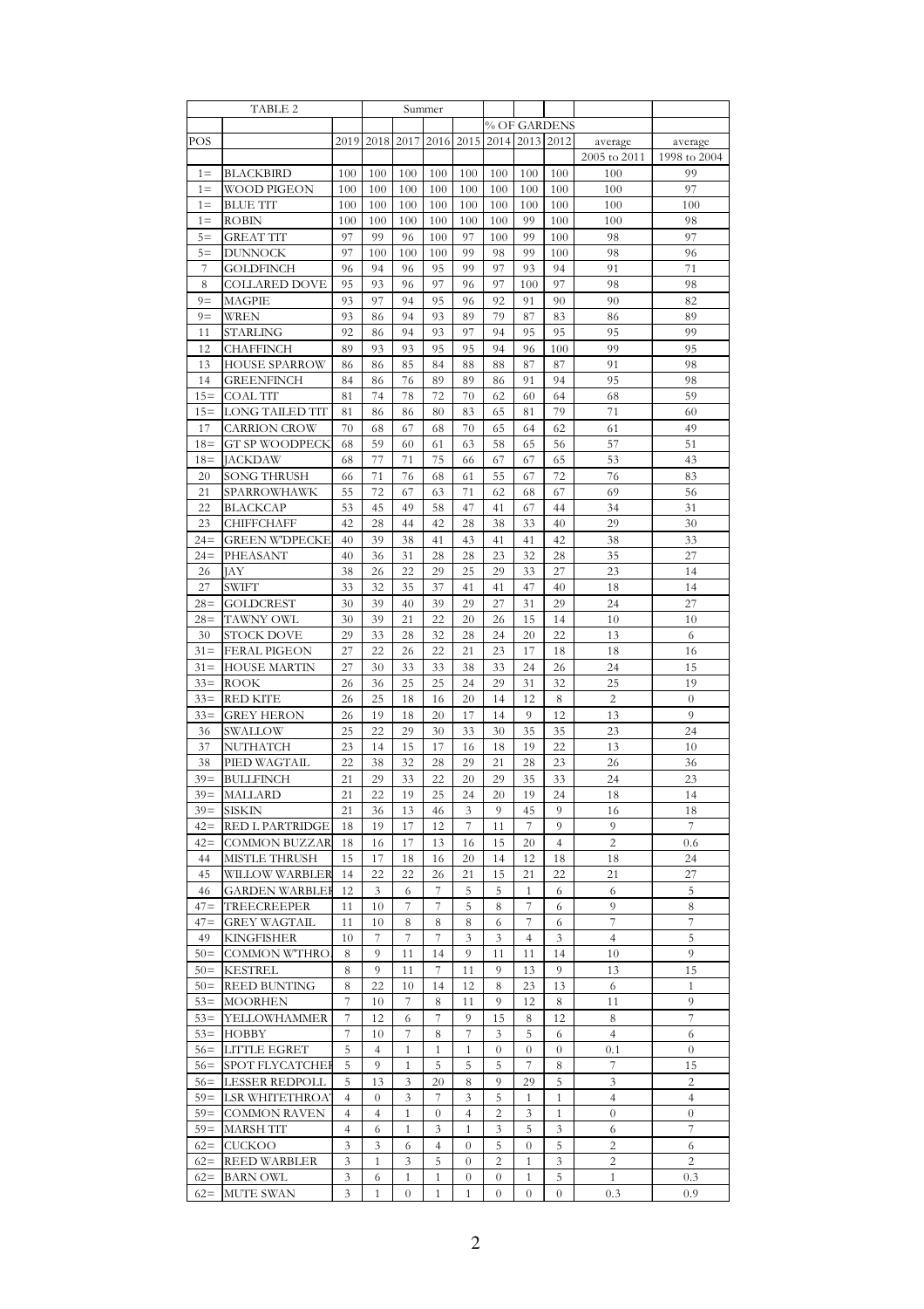| TABLE 2 | | | | Summer | | | | | | |
|---|---|---|---|---|---|---|---|---|---|---|
| | | | | | | % OF GARDENS | | | | |
| POS | | 2019 | 2018 | 2017 | 2016 | 2015 | 2014 | 2013 | 2012 | average | average |
| | | | | | | | | | | 2005 to 2011 | 1998 to 2004 |
| 1= | BLACKBIRD | 100 | 100 | 100 | 100 | 100 | 100 | 100 | 100 | 100 | 99 |
| 1= | WOOD PIGEON | 100 | 100 | 100 | 100 | 100 | 100 | 100 | 100 | 100 | 97 |
| 1= | BLUE TIT | 100 | 100 | 100 | 100 | 100 | 100 | 100 | 100 | 100 | 100 |
| 1= | ROBIN | 100 | 100 | 100 | 100 | 100 | 100 | 99 | 100 | 100 | 98 |
| 5= | GREAT TIT | 97 | 99 | 96 | 100 | 97 | 100 | 99 | 100 | 98 | 97 |
| 5= | DUNNOCK | 97 | 100 | 100 | 100 | 99 | 98 | 99 | 100 | 98 | 96 |
| 7 | GOLDFINCH | 96 | 94 | 96 | 95 | 99 | 97 | 93 | 94 | 91 | 71 |
| 8 | COLLARED DOVE | 95 | 93 | 96 | 97 | 96 | 97 | 100 | 97 | 98 | 98 |
| 9= | MAGPIE | 93 | 97 | 94 | 95 | 96 | 92 | 91 | 90 | 90 | 82 |
| 9= | WREN | 93 | 86 | 94 | 93 | 89 | 79 | 87 | 83 | 86 | 89 |
| 11 | STARLING | 92 | 86 | 94 | 93 | 97 | 94 | 95 | 95 | 95 | 99 |
| 12 | CHAFFINCH | 89 | 93 | 93 | 95 | 95 | 94 | 96 | 100 | 99 | 95 |
| 13 | HOUSE SPARROW | 86 | 86 | 85 | 84 | 88 | 88 | 87 | 87 | 91 | 98 |
| 14 | GREENFINCH | 84 | 86 | 76 | 89 | 89 | 86 | 91 | 94 | 95 | 98 |
| 15= | COAL TIT | 81 | 74 | 78 | 72 | 70 | 62 | 60 | 64 | 68 | 59 |
| 15= | LONG TAILED TIT | 81 | 86 | 86 | 80 | 83 | 65 | 81 | 79 | 71 | 60 |
| 17 | CARRION CROW | 70 | 68 | 67 | 68 | 70 | 65 | 64 | 62 | 61 | 49 |
| 18= | GT SP WOODPECK | 68 | 59 | 60 | 61 | 63 | 58 | 65 | 56 | 57 | 51 |
| 18= | JACKDAW | 68 | 77 | 71 | 75 | 66 | 67 | 67 | 65 | 53 | 43 |
| 20 | SONG THRUSH | 66 | 71 | 76 | 68 | 61 | 55 | 67 | 72 | 76 | 83 |
| 21 | SPARROWHAWK | 55 | 72 | 67 | 63 | 71 | 62 | 68 | 67 | 69 | 56 |
| 22 | BLACKCAP | 53 | 45 | 49 | 58 | 47 | 41 | 67 | 44 | 34 | 31 |
| 23 | CHIFFCHAFF | 42 | 28 | 44 | 42 | 28 | 38 | 33 | 40 | 29 | 30 |
| 24= | GREEN W'DPECKE | 40 | 39 | 38 | 41 | 43 | 41 | 41 | 42 | 38 | 33 |
| 24= | PHEASANT | 40 | 36 | 31 | 28 | 28 | 23 | 32 | 28 | 35 | 27 |
| 26 | JAY | 38 | 26 | 22 | 29 | 25 | 29 | 33 | 27 | 23 | 14 |
| 27 | SWIFT | 33 | 32 | 35 | 37 | 41 | 41 | 47 | 40 | 18 | 14 |
| 28= | GOLDCREST | 30 | 39 | 40 | 39 | 29 | 27 | 31 | 29 | 24 | 27 |
| 28= | TAWNY OWL | 30 | 39 | 21 | 22 | 20 | 26 | 15 | 14 | 10 | 10 |
| 30 | STOCK DOVE | 29 | 33 | 28 | 32 | 28 | 24 | 20 | 22 | 13 | 6 |
| 31= | FERAL PIGEON | 27 | 22 | 26 | 22 | 21 | 23 | 17 | 18 | 18 | 16 |
| 31= | HOUSE MARTIN | 27 | 30 | 33 | 33 | 38 | 33 | 24 | 26 | 24 | 15 |
| 33= | ROOK | 26 | 36 | 25 | 25 | 24 | 29 | 31 | 32 | 25 | 19 |
| 33= | RED KITE | 26 | 25 | 18 | 16 | 20 | 14 | 12 | 8 | 2 | 0 |
| 33= | GREY HERON | 26 | 19 | 18 | 20 | 17 | 14 | 9 | 12 | 13 | 9 |
| 36 | SWALLOW | 25 | 22 | 29 | 30 | 33 | 30 | 35 | 35 | 23 | 24 |
| 37 | NUTHATCH | 23 | 14 | 15 | 17 | 16 | 18 | 19 | 22 | 13 | 10 |
| 38 | PIED WAGTAIL | 22 | 38 | 32 | 28 | 29 | 21 | 28 | 23 | 26 | 36 |
| 39= | BULLFINCH | 21 | 29 | 33 | 22 | 20 | 29 | 35 | 33 | 24 | 23 |
| 39= | MALLARD | 21 | 22 | 19 | 25 | 24 | 20 | 19 | 24 | 18 | 14 |
| 39= | SISKIN | 21 | 36 | 13 | 46 | 3 | 9 | 45 | 9 | 16 | 18 |
| 42= | RED L PARTRIDGE | 18 | 19 | 17 | 12 | 7 | 11 | 7 | 9 | 9 | 7 |
| 42= | COMMON BUZZAR | 18 | 16 | 17 | 13 | 16 | 15 | 20 | 4 | 2 | 0.6 |
| 44 | MISTLE THRUSH | 15 | 17 | 18 | 16 | 20 | 14 | 12 | 18 | 18 | 24 |
| 45 | WILLOW WARBLER | 14 | 22 | 22 | 26 | 21 | 15 | 21 | 22 | 21 | 27 |
| 46 | GARDEN WARBLEI | 12 | 3 | 6 | 7 | 5 | 5 | 1 | 6 | 6 | 5 |
| 47= | TREECREEPER | 11 | 10 | 7 | 7 | 5 | 8 | 7 | 6 | 9 | 8 |
| 47= | GREY WAGTAIL | 11 | 10 | 8 | 8 | 8 | 6 | 7 | 6 | 7 | 7 |
| 49 | KINGFISHER | 10 | 7 | 7 | 7 | 3 | 3 | 4 | 3 | 4 | 5 |
| 50= | COMMON W'THRO | 8 | 9 | 11 | 14 | 9 | 11 | 11 | 14 | 10 | 9 |
| 50= | KESTREL | 8 | 9 | 11 | 7 | 11 | 9 | 13 | 9 | 13 | 15 |
| 50= | REED BUNTING | 8 | 22 | 10 | 14 | 12 | 8 | 23 | 13 | 6 | 1 |
| 53= | MOORHEN | 7 | 10 | 7 | 8 | 11 | 9 | 12 | 8 | 11 | 9 |
| 53= | YELLOWHAMMER | 7 | 12 | 6 | 7 | 9 | 15 | 8 | 12 | 8 | 7 |
| 53= | HOBBY | 7 | 10 | 7 | 8 | 7 | 3 | 5 | 6 | 4 | 6 |
| 56= | LITTLE EGRET | 5 | 4 | 1 | 1 | 1 | 0 | 0 | 0 | 0.1 | 0 |
| 56= | SPOT FLYCATCHEI | 5 | 9 | 1 | 5 | 5 | 5 | 7 | 8 | 7 | 15 |
| 56= | LESSER REDPOLL | 5 | 13 | 3 | 20 | 8 | 9 | 29 | 5 | 3 | 2 |
| 59= | LSR WHITETHROA | 4 | 0 | 3 | 7 | 3 | 5 | 1 | 1 | 4 | 4 |
| 59= | COMMON RAVEN | 4 | 4 | 1 | 0 | 4 | 2 | 3 | 1 | 0 | 0 |
| 59= | MARSH TIT | 4 | 6 | 1 | 3 | 1 | 3 | 5 | 3 | 6 | 7 |
| 62= | CUCKOO | 3 | 3 | 6 | 4 | 0 | 5 | 0 | 5 | 2 | 6 |
| 62= | REED WARBLER | 3 | 1 | 3 | 5 | 0 | 2 | 1 | 3 | 2 | 2 |
| 62= | BARN OWL | 3 | 6 | 1 | 1 | 0 | 0 | 1 | 5 | 1 | 0.3 |
| 62= | MUTE SWAN | 3 | 1 | 0 | 1 | 1 | 0 | 0 | 0 | 0.3 | 0.9 |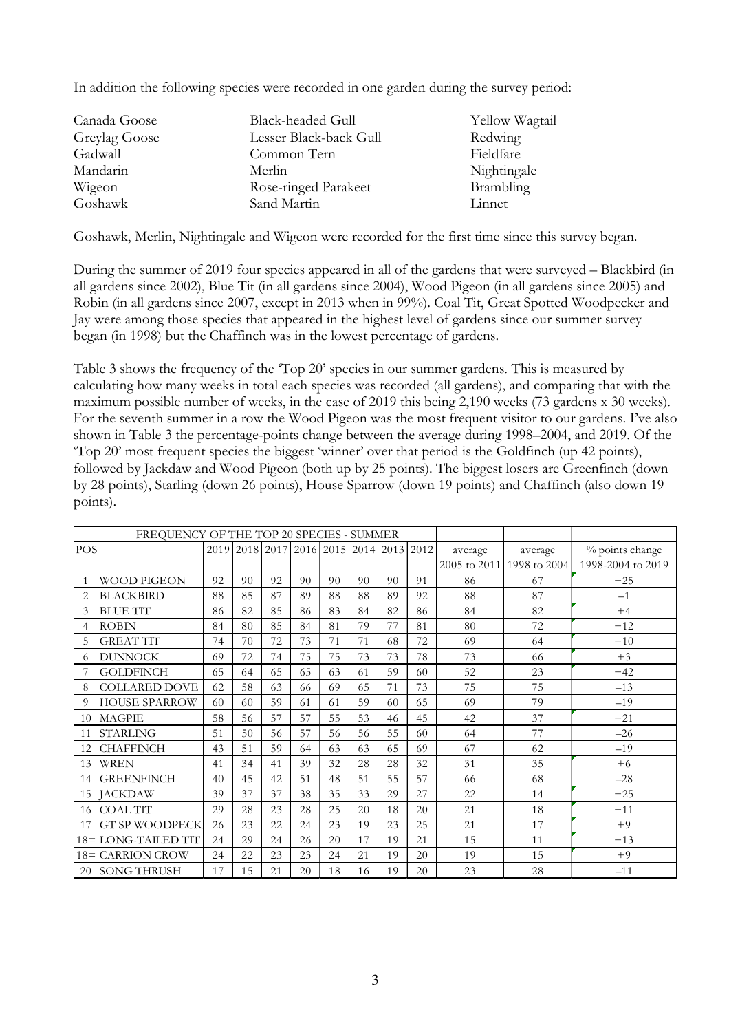In addition the following species were recorded in one garden during the survey period:

Canada Goose
Greylag Goose
Gadwall
Mandarin
Wigeon
Goshawk
Black-headed Gull
Lesser Black-back Gull
Common Tern
Merlin
Rose-ringed Parakeet
Sand Martin
Yellow Wagtail
Redwing
Fieldfare
Nightingale
Brambling
Linnet

Goshawk, Merlin, Nightingale and Wigeon were recorded for the first time since this survey began.

During the summer of 2019 four species appeared in all of the gardens that were surveyed – Blackbird (in all gardens since 2002), Blue Tit (in all gardens since 2004), Wood Pigeon (in all gardens since 2005) and Robin (in all gardens since 2007, except in 2013 when in 99%). Coal Tit, Great Spotted Woodpecker and Jay were among those species that appeared in the highest level of gardens since our summer survey began (in 1998) but the Chaffinch was in the lowest percentage of gardens.

Table 3 shows the frequency of the 'Top 20' species in our summer gardens. This is measured by calculating how many weeks in total each species was recorded (all gardens), and comparing that with the maximum possible number of weeks, in the case of 2019 this being 2,190 weeks (73 gardens x 30 weeks). For the seventh summer in a row the Wood Pigeon was the most frequent visitor to our gardens. I've also shown in Table 3 the percentage-points change between the average during 1998–2004, and 2019. Of the 'Top 20' most frequent species the biggest 'winner' over that period is the Goldfinch (up 42 points), followed by Jackdaw and Wood Pigeon (both up by 25 points). The biggest losers are Greenfinch (down by 28 points), Starling (down 26 points), House Sparrow (down 19 points) and Chaffinch (also down 19 points).

| | FREQUENCY OF THE TOP 20 SPECIES - SUMMER | | | | | | | | | | | |
|---|---|---|---|---|---|---|---|---|---|---|---|---|
| POS | | 2019 | 2018 | 2017 | 2016 | 2015 | 2014 | 2013 | 2012 | average | average | % points change |
| | | | | | | | | | | 2005 to 2011 | 1998 to 2004 | 1998-2004 to 2019 |
| 1 | WOOD PIGEON | 92 | 90 | 92 | 90 | 90 | 90 | 90 | 91 | 86 | 67 | +25 |
| 2 | BLACKBIRD | 88 | 85 | 87 | 89 | 88 | 88 | 89 | 92 | 88 | 87 | –1 |
| 3 | BLUE TIT | 86 | 82 | 85 | 86 | 83 | 84 | 82 | 86 | 84 | 82 | +4 |
| 4 | ROBIN | 84 | 80 | 85 | 84 | 81 | 79 | 77 | 81 | 80 | 72 | +12 |
| 5 | GREAT TIT | 74 | 70 | 72 | 73 | 71 | 71 | 68 | 72 | 69 | 64 | +10 |
| 6 | DUNNOCK | 69 | 72 | 74 | 75 | 75 | 73 | 73 | 78 | 73 | 66 | +3 |
| 7 | GOLDFINCH | 65 | 64 | 65 | 65 | 63 | 61 | 59 | 60 | 52 | 23 | +42 |
| 8 | COLLARED DOVE | 62 | 58 | 63 | 66 | 69 | 65 | 71 | 73 | 75 | 75 | –13 |
| 9 | HOUSE SPARROW | 60 | 60 | 59 | 61 | 61 | 59 | 60 | 65 | 69 | 79 | –19 |
| 10 | MAGPIE | 58 | 56 | 57 | 57 | 55 | 53 | 46 | 45 | 42 | 37 | +21 |
| 11 | STARLING | 51 | 50 | 56 | 57 | 56 | 56 | 55 | 60 | 64 | 77 | –26 |
| 12 | CHAFFINCH | 43 | 51 | 59 | 64 | 63 | 63 | 65 | 69 | 67 | 62 | –19 |
| 13 | WREN | 41 | 34 | 41 | 39 | 32 | 28 | 28 | 32 | 31 | 35 | +6 |
| 14 | GREENFINCH | 40 | 45 | 42 | 51 | 48 | 51 | 55 | 57 | 66 | 68 | –28 |
| 15 | JACKDAW | 39 | 37 | 37 | 38 | 35 | 33 | 29 | 27 | 22 | 14 | +25 |
| 16 | COAL TIT | 29 | 28 | 23 | 28 | 25 | 20 | 18 | 20 | 21 | 18 | +11 |
| 17 | GT SP WOODPECK | 26 | 23 | 22 | 24 | 23 | 19 | 23 | 25 | 21 | 17 | +9 |
| 18= | LONG-TAILED TIT | 24 | 29 | 24 | 26 | 20 | 17 | 19 | 21 | 15 | 11 | +13 |
| 18= | CARRION CROW | 24 | 22 | 23 | 23 | 24 | 21 | 19 | 20 | 19 | 15 | +9 |
| 20 | SONG THRUSH | 17 | 15 | 21 | 20 | 18 | 16 | 19 | 20 | 23 | 28 | –11 |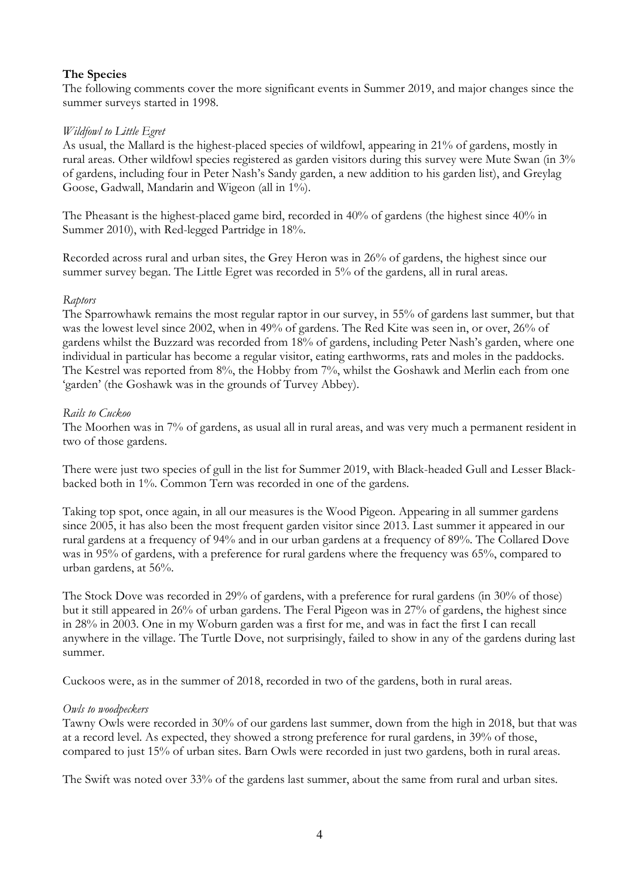## The Species

The following comments cover the more significant events in Summer 2019, and major changes since the summer surveys started in 1998.

*Wildfowl to Little Egret*

As usual, the Mallard is the highest-placed species of wildfowl, appearing in 21% of gardens, mostly in rural areas. Other wildfowl species registered as garden visitors during this survey were Mute Swan (in 3% of gardens, including four in Peter Nash's Sandy garden, a new addition to his garden list), and Greylag Goose, Gadwall, Mandarin and Wigeon (all in 1%).

The Pheasant is the highest-placed game bird, recorded in 40% of gardens (the highest since 40% in Summer 2010), with Red-legged Partridge in 18%.

Recorded across rural and urban sites, the Grey Heron was in 26% of gardens, the highest since our summer survey began. The Little Egret was recorded in 5% of the gardens, all in rural areas.

*Raptors*

The Sparrowhawk remains the most regular raptor in our survey, in 55% of gardens last summer, but that was the lowest level since 2002, when in 49% of gardens. The Red Kite was seen in, or over, 26% of gardens whilst the Buzzard was recorded from 18% of gardens, including Peter Nash's garden, where one individual in particular has become a regular visitor, eating earthworms, rats and moles in the paddocks. The Kestrel was reported from 8%, the Hobby from 7%, whilst the Goshawk and Merlin each from one 'garden' (the Goshawk was in the grounds of Turvey Abbey).

*Rails to Cuckoo*

The Moorhen was in 7% of gardens, as usual all in rural areas, and was very much a permanent resident in two of those gardens.

There were just two species of gull in the list for Summer 2019, with Black-headed Gull and Lesser Black-backed both in 1%. Common Tern was recorded in one of the gardens.

Taking top spot, once again, in all our measures is the Wood Pigeon. Appearing in all summer gardens since 2005, it has also been the most frequent garden visitor since 2013. Last summer it appeared in our rural gardens at a frequency of 94% and in our urban gardens at a frequency of 89%. The Collared Dove was in 95% of gardens, with a preference for rural gardens where the frequency was 65%, compared to urban gardens, at 56%.

The Stock Dove was recorded in 29% of gardens, with a preference for rural gardens (in 30% of those) but it still appeared in 26% of urban gardens. The Feral Pigeon was in 27% of gardens, the highest since in 28% in 2003. One in my Woburn garden was a first for me, and was in fact the first I can recall anywhere in the village. The Turtle Dove, not surprisingly, failed to show in any of the gardens during last summer.

Cuckoos were, as in the summer of 2018, recorded in two of the gardens, both in rural areas.

*Owls to woodpeckers*

Tawny Owls were recorded in 30% of our gardens last summer, down from the high in 2018, but that was at a record level. As expected, they showed a strong preference for rural gardens, in 39% of those, compared to just 15% of urban sites. Barn Owls were recorded in just two gardens, both in rural areas.

The Swift was noted over 33% of the gardens last summer, about the same from rural and urban sites.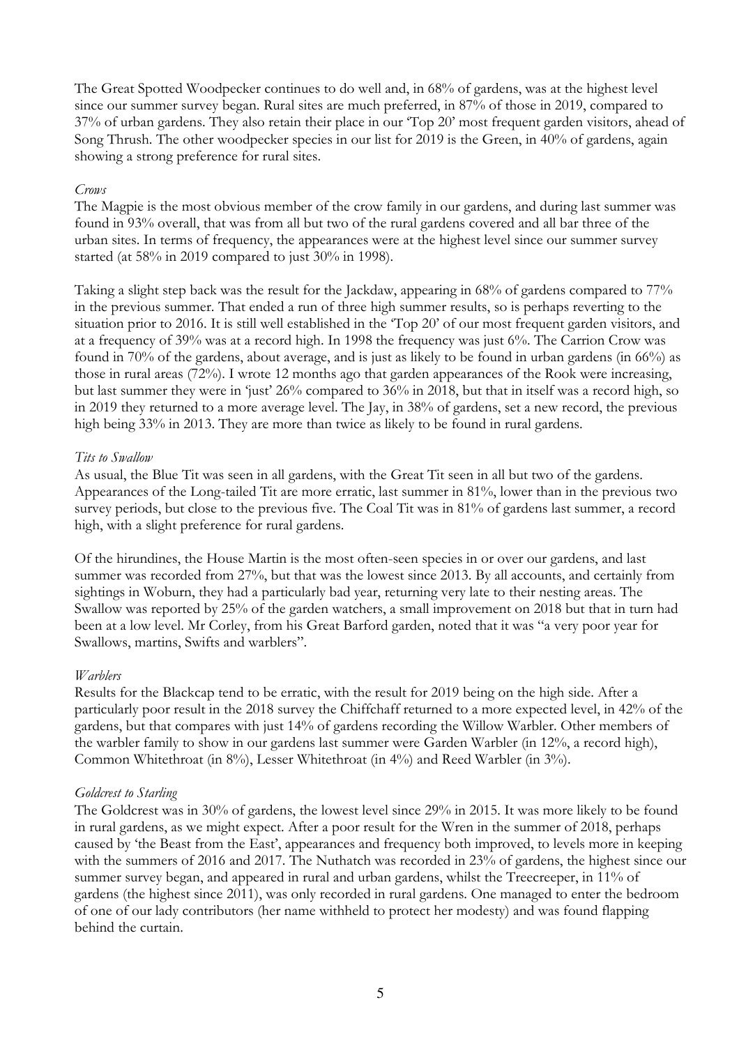The Great Spotted Woodpecker continues to do well and, in 68% of gardens, was at the highest level since our summer survey began. Rural sites are much preferred, in 87% of those in 2019, compared to 37% of urban gardens. They also retain their place in our 'Top 20' most frequent garden visitors, ahead of Song Thrush. The other woodpecker species in our list for 2019 is the Green, in 40% of gardens, again showing a strong preference for rural sites.

*Crows*

The Magpie is the most obvious member of the crow family in our gardens, and during last summer was found in 93% overall, that was from all but two of the rural gardens covered and all bar three of the urban sites. In terms of frequency, the appearances were at the highest level since our summer survey started (at 58% in 2019 compared to just 30% in 1998).

Taking a slight step back was the result for the Jackdaw, appearing in 68% of gardens compared to 77% in the previous summer. That ended a run of three high summer results, so is perhaps reverting to the situation prior to 2016. It is still well established in the 'Top 20' of our most frequent garden visitors, and at a frequency of 39% was at a record high. In 1998 the frequency was just 6%. The Carrion Crow was found in 70% of the gardens, about average, and is just as likely to be found in urban gardens (in 66%) as those in rural areas (72%). I wrote 12 months ago that garden appearances of the Rook were increasing, but last summer they were in 'just' 26% compared to 36% in 2018, but that in itself was a record high, so in 2019 they returned to a more average level. The Jay, in 38% of gardens, set a new record, the previous high being 33% in 2013. They are more than twice as likely to be found in rural gardens.

*Tits to Swallow*

As usual, the Blue Tit was seen in all gardens, with the Great Tit seen in all but two of the gardens. Appearances of the Long-tailed Tit are more erratic, last summer in 81%, lower than in the previous two survey periods, but close to the previous five. The Coal Tit was in 81% of gardens last summer, a record high, with a slight preference for rural gardens.

Of the hirundines, the House Martin is the most often-seen species in or over our gardens, and last summer was recorded from 27%, but that was the lowest since 2013. By all accounts, and certainly from sightings in Woburn, they had a particularly bad year, returning very late to their nesting areas. The Swallow was reported by 25% of the garden watchers, a small improvement on 2018 but that in turn had been at a low level. Mr Corley, from his Great Barford garden, noted that it was "a very poor year for Swallows, martins, Swifts and warblers".

*Warblers*

Results for the Blackcap tend to be erratic, with the result for 2019 being on the high side. After a particularly poor result in the 2018 survey the Chiffchaff returned to a more expected level, in 42% of the gardens, but that compares with just 14% of gardens recording the Willow Warbler. Other members of the warbler family to show in our gardens last summer were Garden Warbler (in 12%, a record high), Common Whitethroat (in 8%), Lesser Whitethroat (in 4%) and Reed Warbler (in 3%).

*Goldcrest to Starling*

The Goldcrest was in 30% of gardens, the lowest level since 29% in 2015. It was more likely to be found in rural gardens, as we might expect. After a poor result for the Wren in the summer of 2018, perhaps caused by 'the Beast from the East', appearances and frequency both improved, to levels more in keeping with the summers of 2016 and 2017. The Nuthatch was recorded in 23% of gardens, the highest since our summer survey began, and appeared in rural and urban gardens, whilst the Treecreeper, in 11% of gardens (the highest since 2011), was only recorded in rural gardens. One managed to enter the bedroom of one of our lady contributors (her name withheld to protect her modesty) and was found flapping behind the curtain.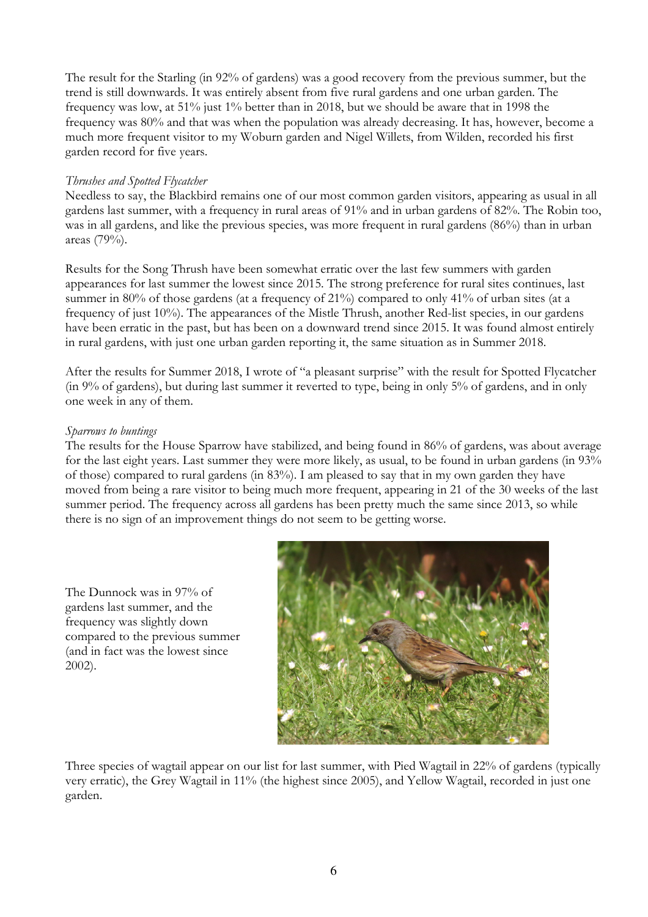The result for the Starling (in 92% of gardens) was a good recovery from the previous summer, but the trend is still downwards. It was entirely absent from five rural gardens and one urban garden. The frequency was low, at 51% just 1% better than in 2018, but we should be aware that in 1998 the frequency was 80% and that was when the population was already decreasing. It has, however, become a much more frequent visitor to my Woburn garden and Nigel Willets, from Wilden, recorded his first garden record for five years.

*Thrushes and Spotted Flycatcher*

Needless to say, the Blackbird remains one of our most common garden visitors, appearing as usual in all gardens last summer, with a frequency in rural areas of 91% and in urban gardens of 82%. The Robin too, was in all gardens, and like the previous species, was more frequent in rural gardens (86%) than in urban areas (79%).

Results for the Song Thrush have been somewhat erratic over the last few summers with garden appearances for last summer the lowest since 2015. The strong preference for rural sites continues, last summer in 80% of those gardens (at a frequency of 21%) compared to only 41% of urban sites (at a frequency of just 10%). The appearances of the Mistle Thrush, another Red-list species, in our gardens have been erratic in the past, but has been on a downward trend since 2015. It was found almost entirely in rural gardens, with just one urban garden reporting it, the same situation as in Summer 2018.

After the results for Summer 2018, I wrote of "a pleasant surprise" with the result for Spotted Flycatcher (in 9% of gardens), but during last summer it reverted to type, being in only 5% of gardens, and in only one week in any of them.

*Sparrows to buntings*

The results for the House Sparrow have stabilized, and being found in 86% of gardens, was about average for the last eight years. Last summer they were more likely, as usual, to be found in urban gardens (in 93% of those) compared to rural gardens (in 83%). I am pleased to say that in my own garden they have moved from being a rare visitor to being much more frequent, appearing in 21 of the 30 weeks of the last summer period. The frequency across all gardens has been pretty much the same since 2013, so while there is no sign of an improvement things do not seem to be getting worse.

The Dunnock was in 97% of gardens last summer, and the frequency was slightly down compared to the previous summer (and in fact was the lowest since 2002).

Three species of wagtail appear on our list for last summer, with Pied Wagtail in 22% of gardens (typically very erratic), the Grey Wagtail in 11% (the highest since 2005), and Yellow Wagtail, recorded in just one garden.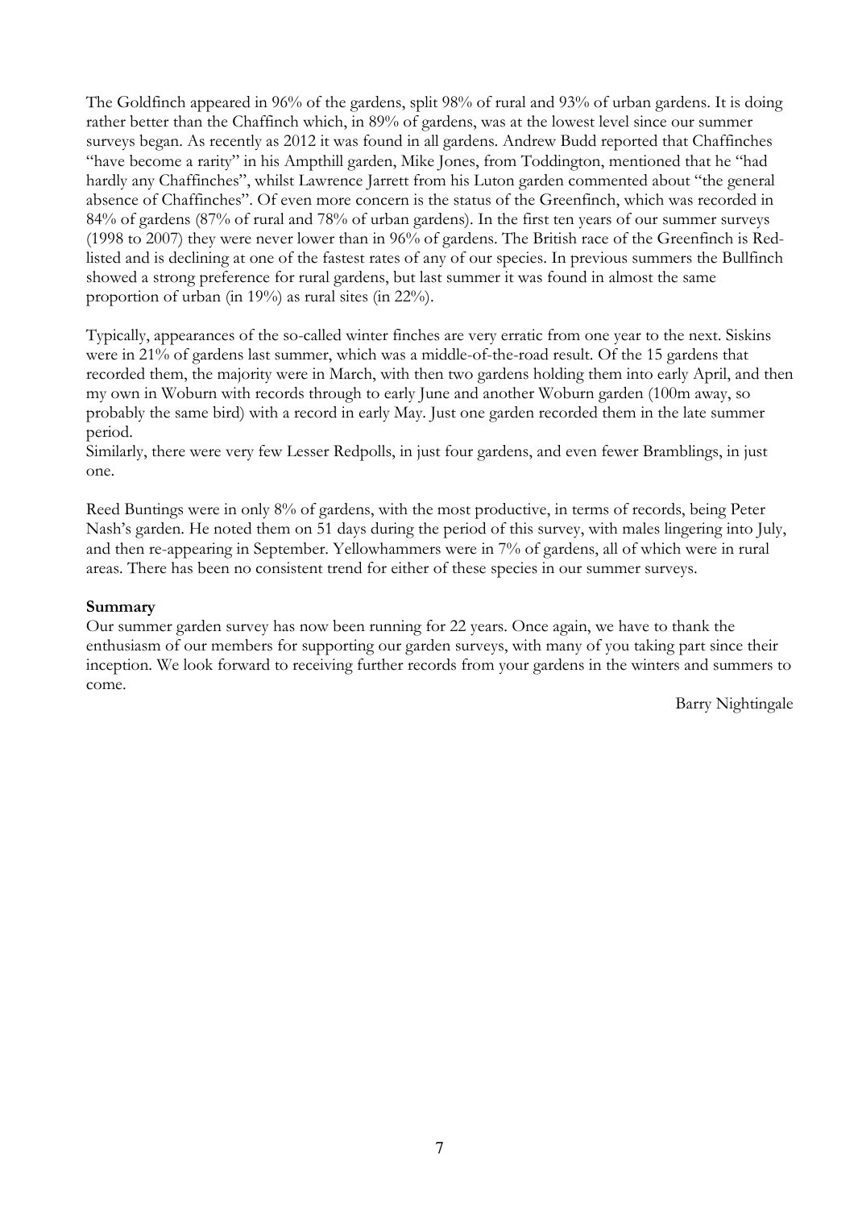The Goldfinch appeared in 96% of the gardens, split 98% of rural and 93% of urban gardens. It is doing rather better than the Chaffinch which, in 89% of gardens, was at the lowest level since our summer surveys began. As recently as 2012 it was found in all gardens. Andrew Budd reported that Chaffinches "have become a rarity" in his Ampthill garden, Mike Jones, from Toddington, mentioned that he "had hardly any Chaffinches", whilst Lawrence Jarrett from his Luton garden commented about "the general absence of Chaffinches". Of even more concern is the status of the Greenfinch, which was recorded in 84% of gardens (87% of rural and 78% of urban gardens). In the first ten years of our summer surveys (1998 to 2007) they were never lower than in 96% of gardens. The British race of the Greenfinch is Red-listed and is declining at one of the fastest rates of any of our species. In previous summers the Bullfinch showed a strong preference for rural gardens, but last summer it was found in almost the same proportion of urban (in 19%) as rural sites (in 22%).

Typically, appearances of the so-called winter finches are very erratic from one year to the next. Siskins were in 21% of gardens last summer, which was a middle-of-the-road result. Of the 15 gardens that recorded them, the majority were in March, with then two gardens holding them into early April, and then my own in Woburn with records through to early June and another Woburn garden (100m away, so probably the same bird) with a record in early May. Just one garden recorded them in the late summer period.
Similarly, there were very few Lesser Redpolls, in just four gardens, and even fewer Bramblings, in just one.

Reed Buntings were in only 8% of gardens, with the most productive, in terms of records, being Peter Nash's garden. He noted them on 51 days during the period of this survey, with males lingering into July, and then re-appearing in September. Yellowhammers were in 7% of gardens, all of which were in rural areas. There has been no consistent trend for either of these species in our summer surveys.

**Summary**

Our summer garden survey has now been running for 22 years. Once again, we have to thank the enthusiasm of our members for supporting our garden surveys, with many of you taking part since their inception. We look forward to receiving further records from your gardens in the winters and summers to come.

Barry Nightingale